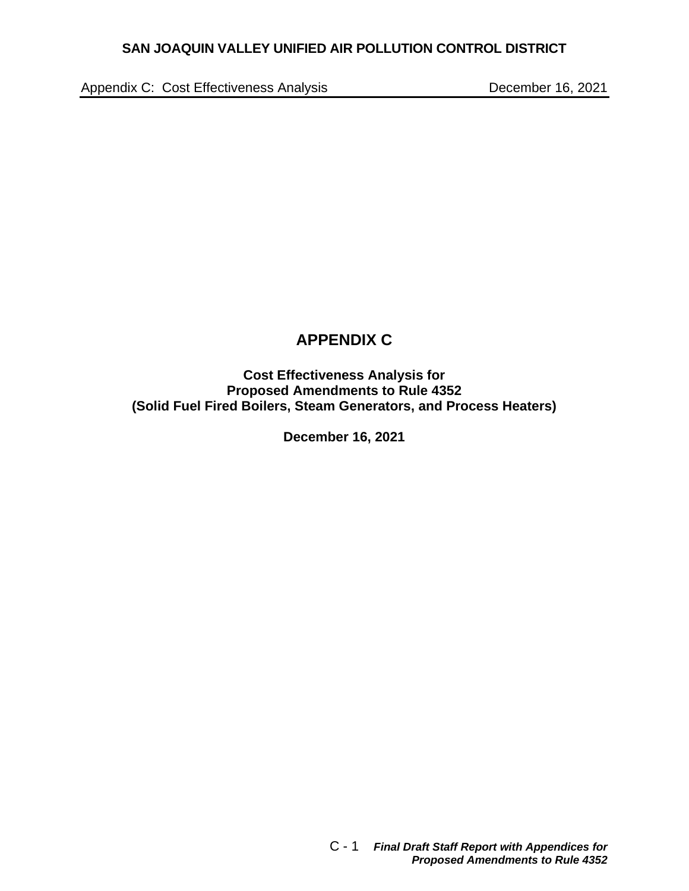# APPENDIX C

**Cost Effectiveness Analysis for**
**Proposed Amendments to Rule 4352**
**(Solid Fuel Fired Boilers, Steam Generators, and Process Heaters)**

**December 16, 2021**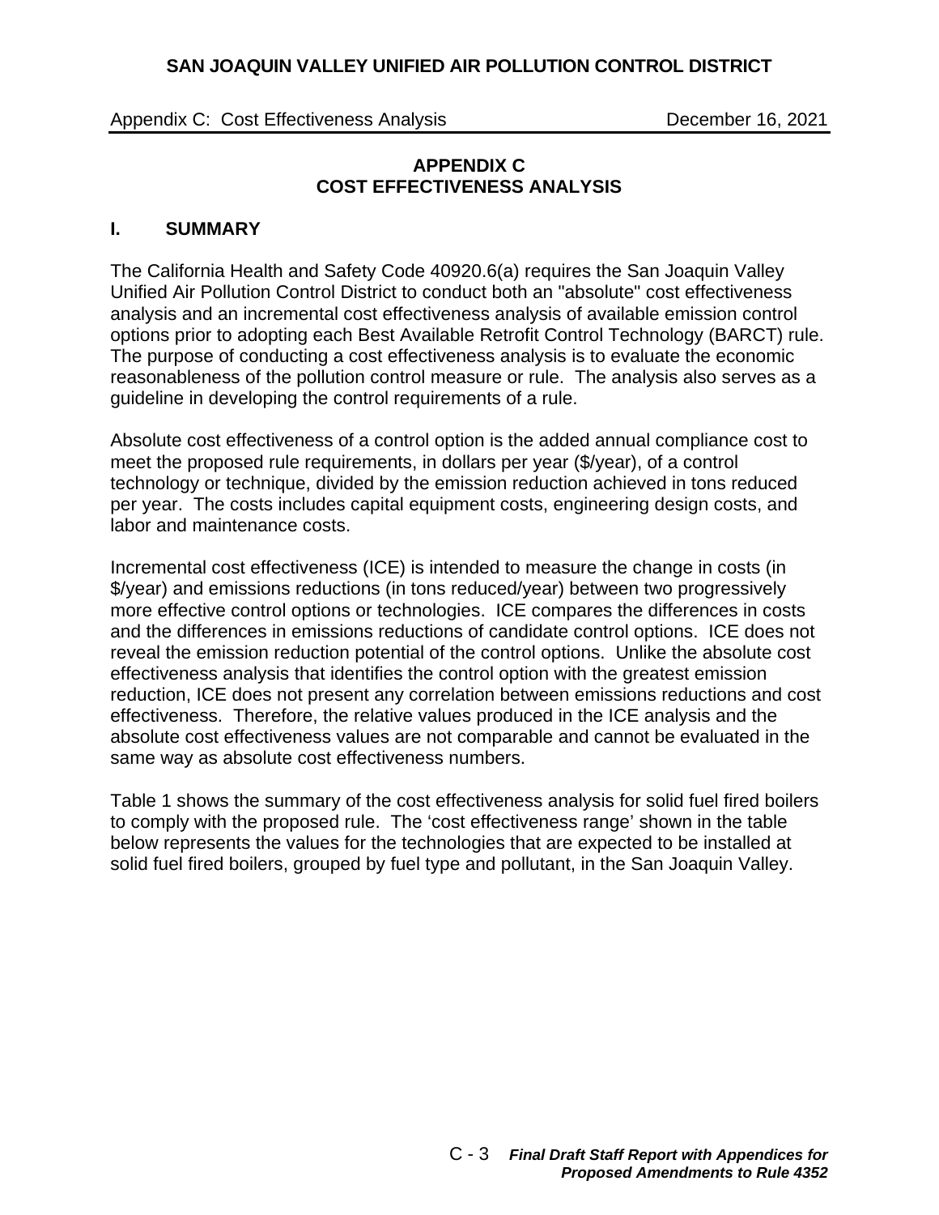# APPENDIX C
# COST EFFECTIVENESS ANALYSIS

## I. SUMMARY

The California Health and Safety Code 40920.6(a) requires the San Joaquin Valley Unified Air Pollution Control District to conduct both an "absolute" cost effectiveness analysis and an incremental cost effectiveness analysis of available emission control options prior to adopting each Best Available Retrofit Control Technology (BARCT) rule. The purpose of conducting a cost effectiveness analysis is to evaluate the economic reasonableness of the pollution control measure or rule. The analysis also serves as a guideline in developing the control requirements of a rule.

Absolute cost effectiveness of a control option is the added annual compliance cost to meet the proposed rule requirements, in dollars per year ($/year), of a control technology or technique, divided by the emission reduction achieved in tons reduced per year. The costs includes capital equipment costs, engineering design costs, and labor and maintenance costs.

Incremental cost effectiveness (ICE) is intended to measure the change in costs (in $/year) and emissions reductions (in tons reduced/year) between two progressively more effective control options or technologies. ICE compares the differences in costs and the differences in emissions reductions of candidate control options. ICE does not reveal the emission reduction potential of the control options. Unlike the absolute cost effectiveness analysis that identifies the control option with the greatest emission reduction, ICE does not present any correlation between emissions reductions and cost effectiveness. Therefore, the relative values produced in the ICE analysis and the absolute cost effectiveness values are not comparable and cannot be evaluated in the same way as absolute cost effectiveness numbers.

Table 1 shows the summary of the cost effectiveness analysis for solid fuel fired boilers to comply with the proposed rule. The 'cost effectiveness range' shown in the table below represents the values for the technologies that are expected to be installed at solid fuel fired boilers, grouped by fuel type and pollutant, in the San Joaquin Valley.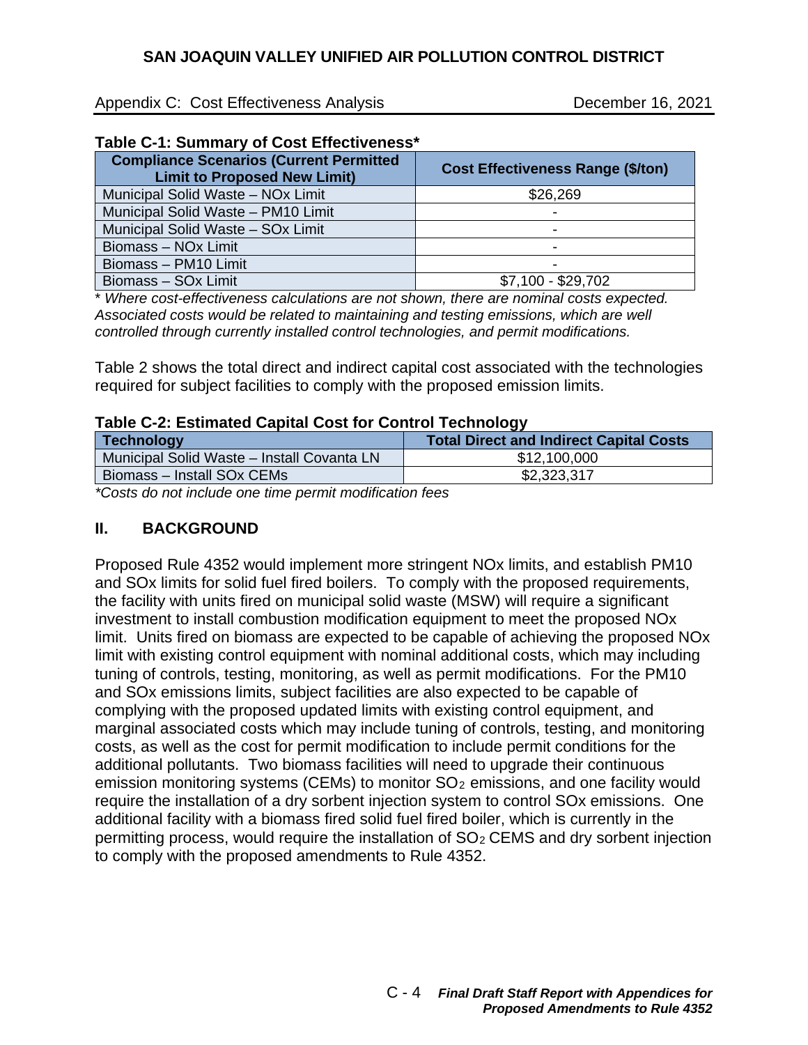**Table C-1: Summary of Cost Effectiveness***

| Compliance Scenarios (Current Permitted Limit to Proposed New Limit) | Cost Effectiveness Range ($/ton) |
|---|---|
| Municipal Solid Waste – NOx Limit | $26,269 |
| Municipal Solid Waste – PM10 Limit | - |
| Municipal Solid Waste – SOx Limit | - |
| Biomass – NOx Limit | - |
| Biomass – PM10 Limit | - |
| Biomass – SOx Limit | $7,100 - $29,702 |

\* *Where cost-effectiveness calculations are not shown, there are nominal costs expected. Associated costs would be related to maintaining and testing emissions, which are well controlled through currently installed control technologies, and permit modifications.*

Table 2 shows the total direct and indirect capital cost associated with the technologies required for subject facilities to comply with the proposed emission limits.

**Table C-2: Estimated Capital Cost for Control Technology**

| Technology | Total Direct and Indirect Capital Costs |
|---|---|
| Municipal Solid Waste – Install Covanta LN | $12,100,000 |
| Biomass – Install SOx CEMs | $2,323,317 |

*\*Costs do not include one time permit modification fees*

## II. BACKGROUND

Proposed Rule 4352 would implement more stringent NOx limits, and establish PM10 and SOx limits for solid fuel fired boilers. To comply with the proposed requirements, the facility with units fired on municipal solid waste (MSW) will require a significant investment to install combustion modification equipment to meet the proposed NOx limit. Units fired on biomass are expected to be capable of achieving the proposed NOx limit with existing control equipment with nominal additional costs, which may including tuning of controls, testing, monitoring, as well as permit modifications. For the PM10 and SOx emissions limits, subject facilities are also expected to be capable of complying with the proposed updated limits with existing control equipment, and marginal associated costs which may include tuning of controls, testing, and monitoring costs, as well as the cost for permit modification to include permit conditions for the additional pollutants. Two biomass facilities will need to upgrade their continuous emission monitoring systems (CEMs) to monitor $SO_2$ emissions, and one facility would require the installation of a dry sorbent injection system to control SOx emissions. One additional facility with a biomass fired solid fuel fired boiler, which is currently in the permitting process, would require the installation of $SO_2$ CEMS and dry sorbent injection to comply with the proposed amendments to Rule 4352.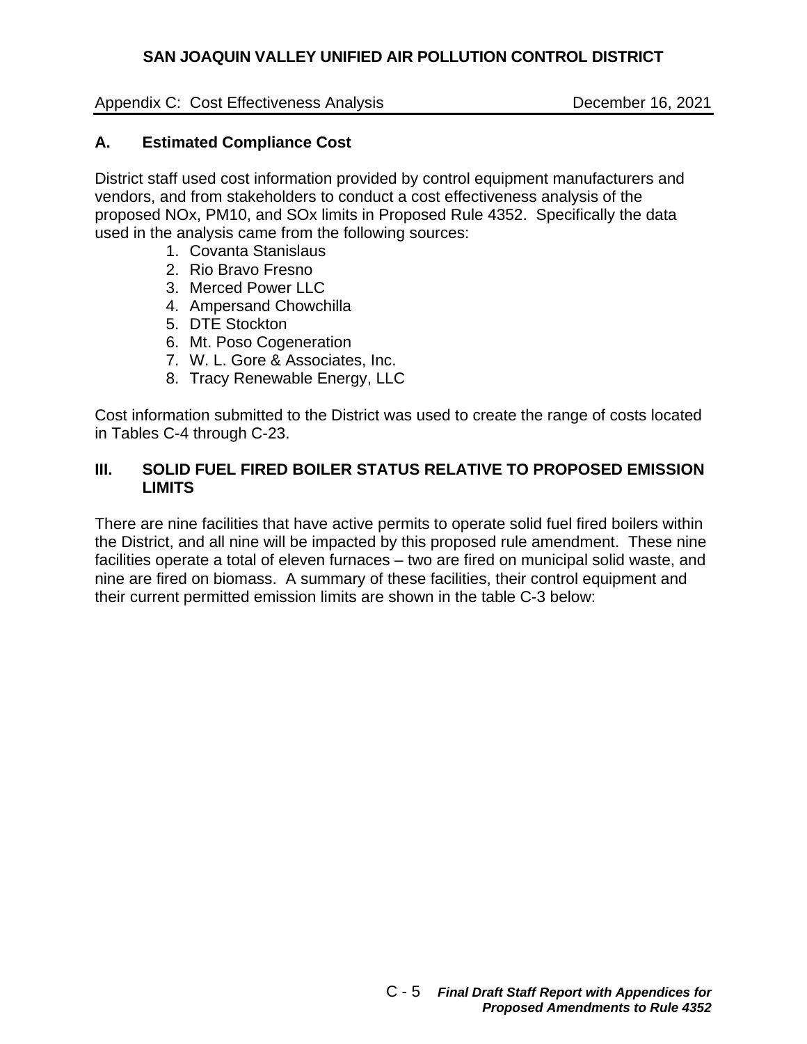## A. Estimated Compliance Cost

District staff used cost information provided by control equipment manufacturers and vendors, and from stakeholders to conduct a cost effectiveness analysis of the proposed NOx, PM10, and SOx limits in Proposed Rule 4352. Specifically the data used in the analysis came from the following sources:

1. Covanta Stanislaus
2. Rio Bravo Fresno
3. Merced Power LLC
4. Ampersand Chowchilla
5. DTE Stockton
6. Mt. Poso Cogeneration
7. W. L. Gore & Associates, Inc.
8. Tracy Renewable Energy, LLC

Cost information submitted to the District was used to create the range of costs located in Tables C-4 through C-23.

## III. SOLID FUEL FIRED BOILER STATUS RELATIVE TO PROPOSED EMISSION LIMITS

There are nine facilities that have active permits to operate solid fuel fired boilers within the District, and all nine will be impacted by this proposed rule amendment. These nine facilities operate a total of eleven furnaces – two are fired on municipal solid waste, and nine are fired on biomass. A summary of these facilities, their control equipment and their current permitted emission limits are shown in the table C-3 below: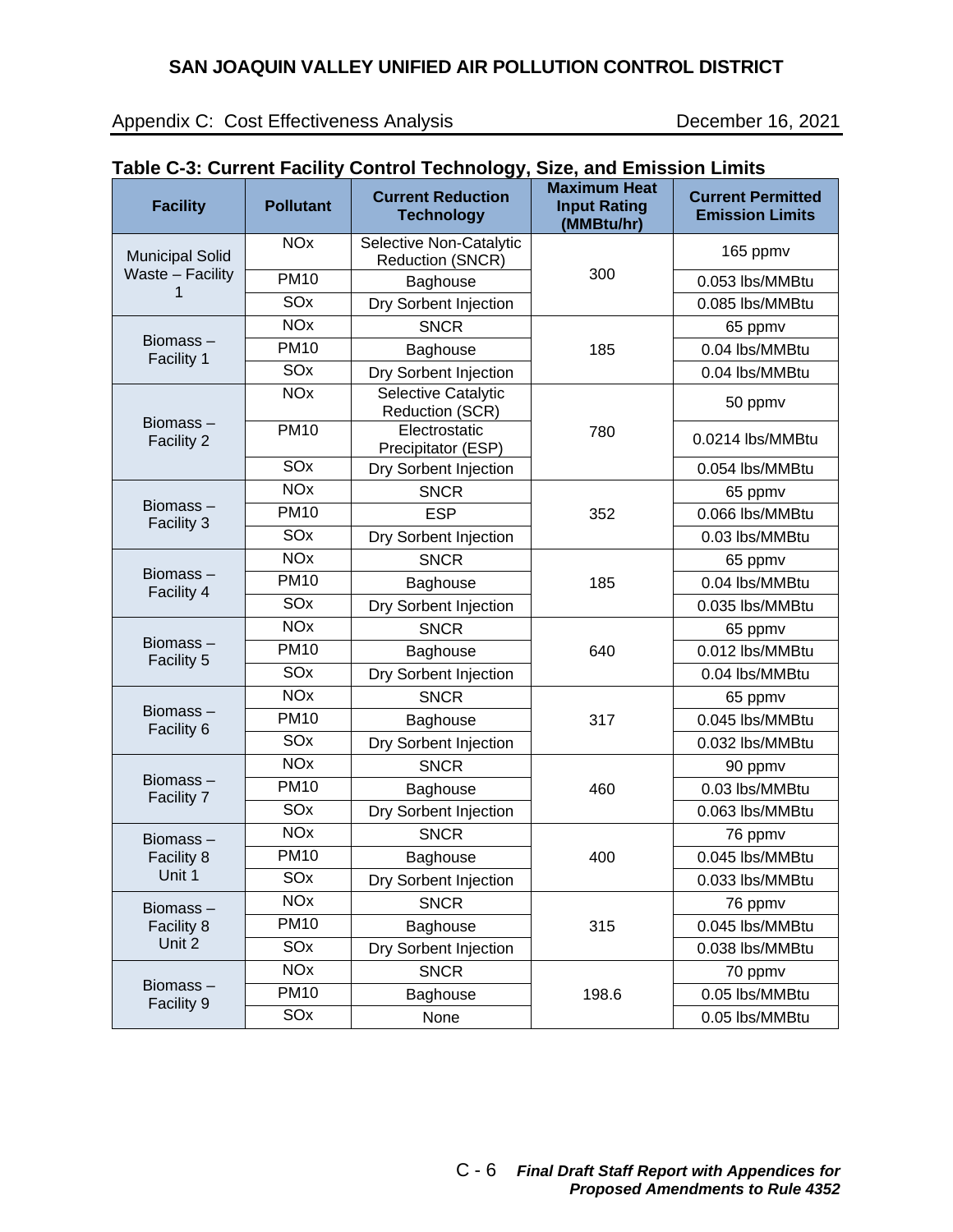## Table C-3: Current Facility Control Technology, Size, and Emission Limits

| Facility | Pollutant | Current Reduction Technology | Maximum Heat Input Rating (MMBtu/hr) | Current Permitted Emission Limits |
|---|---|---|---|---|
| Municipal Solid Waste – Facility 1 | NOx | Selective Non-Catalytic Reduction (SNCR) | 300 | 165 ppmv |
| | PM10 | Baghouse | | 0.053 lbs/MMBtu |
| | SOx | Dry Sorbent Injection | | 0.085 lbs/MMBtu |
| Biomass – Facility 1 | NOx | SNCR | 185 | 65 ppmv |
| | PM10 | Baghouse | | 0.04 lbs/MMBtu |
| | SOx | Dry Sorbent Injection | | 0.04 lbs/MMBtu |
| Biomass – Facility 2 | NOx | Selective Catalytic Reduction (SCR) | 780 | 50 ppmv |
| | PM10 | Electrostatic Precipitator (ESP) | | 0.0214 lbs/MMBtu |
| | SOx | Dry Sorbent Injection | | 0.054 lbs/MMBtu |
| Biomass – Facility 3 | NOx | SNCR | 352 | 65 ppmv |
| | PM10 | ESP | | 0.066 lbs/MMBtu |
| | SOx | Dry Sorbent Injection | | 0.03 lbs/MMBtu |
| Biomass – Facility 4 | NOx | SNCR | 185 | 65 ppmv |
| | PM10 | Baghouse | | 0.04 lbs/MMBtu |
| | SOx | Dry Sorbent Injection | | 0.035 lbs/MMBtu |
| Biomass – Facility 5 | NOx | SNCR | 640 | 65 ppmv |
| | PM10 | Baghouse | | 0.012 lbs/MMBtu |
| | SOx | Dry Sorbent Injection | | 0.04 lbs/MMBtu |
| Biomass – Facility 6 | NOx | SNCR | 317 | 65 ppmv |
| | PM10 | Baghouse | | 0.045 lbs/MMBtu |
| | SOx | Dry Sorbent Injection | | 0.032 lbs/MMBtu |
| Biomass – Facility 7 | NOx | SNCR | 460 | 90 ppmv |
| | PM10 | Baghouse | | 0.03 lbs/MMBtu |
| | SOx | Dry Sorbent Injection | | 0.063 lbs/MMBtu |
| Biomass – Facility 8 Unit 1 | NOx | SNCR | 400 | 76 ppmv |
| | PM10 | Baghouse | | 0.045 lbs/MMBtu |
| | SOx | Dry Sorbent Injection | | 0.033 lbs/MMBtu |
| Biomass – Facility 8 Unit 2 | NOx | SNCR | 315 | 76 ppmv |
| | PM10 | Baghouse | | 0.045 lbs/MMBtu |
| | SOx | Dry Sorbent Injection | | 0.038 lbs/MMBtu |
| Biomass – Facility 9 | NOx | SNCR | 198.6 | 70 ppmv |
| | PM10 | Baghouse | | 0.05 lbs/MMBtu |
| | SOx | None | | 0.05 lbs/MMBtu |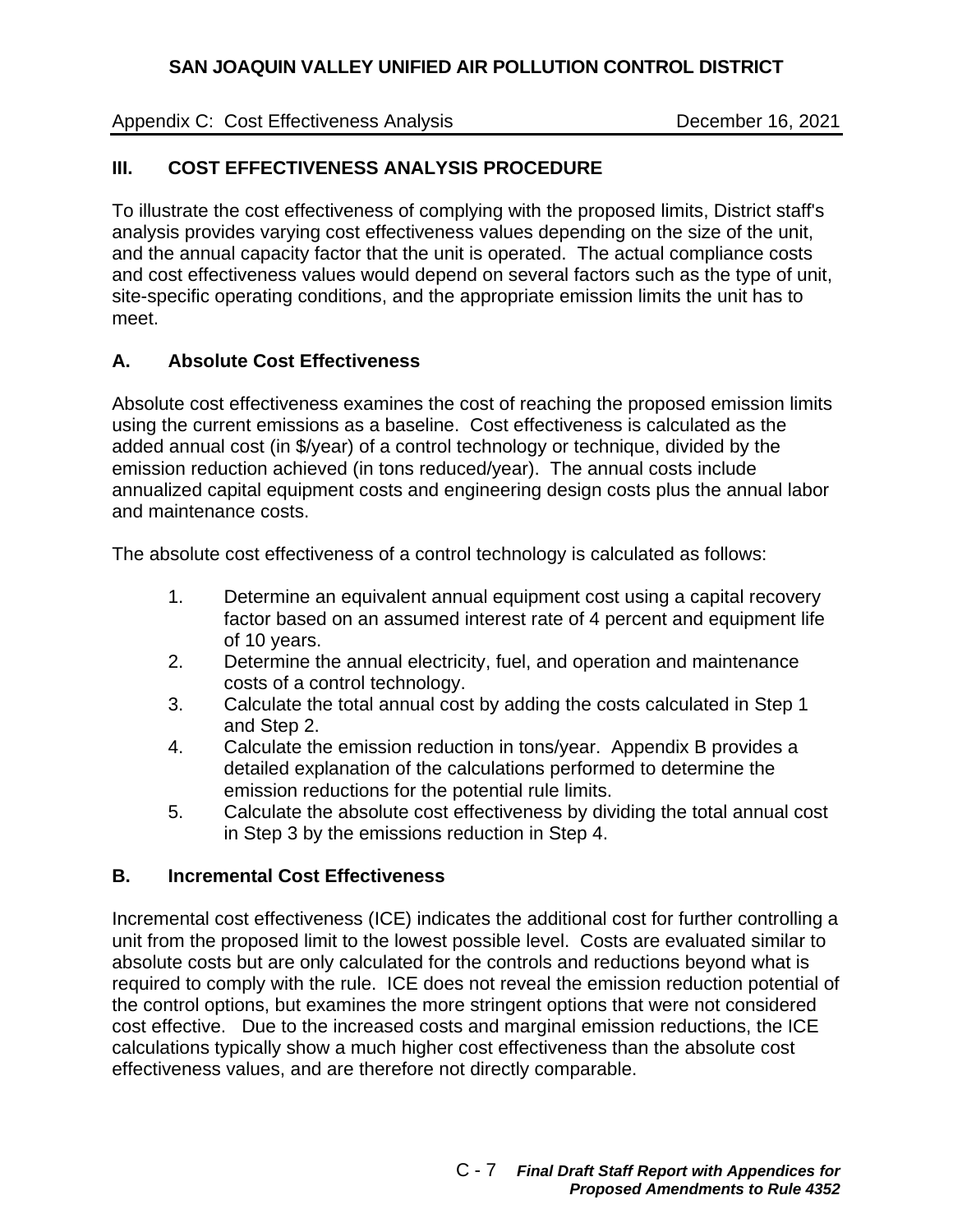## III. COST EFFECTIVENESS ANALYSIS PROCEDURE

To illustrate the cost effectiveness of complying with the proposed limits, District staff's analysis provides varying cost effectiveness values depending on the size of the unit, and the annual capacity factor that the unit is operated. The actual compliance costs and cost effectiveness values would depend on several factors such as the type of unit, site-specific operating conditions, and the appropriate emission limits the unit has to meet.

### A. Absolute Cost Effectiveness

Absolute cost effectiveness examines the cost of reaching the proposed emission limits using the current emissions as a baseline. Cost effectiveness is calculated as the added annual cost (in $/year) of a control technology or technique, divided by the emission reduction achieved (in tons reduced/year). The annual costs include annualized capital equipment costs and engineering design costs plus the annual labor and maintenance costs.

The absolute cost effectiveness of a control technology is calculated as follows:

1. Determine an equivalent annual equipment cost using a capital recovery factor based on an assumed interest rate of 4 percent and equipment life of 10 years.
2. Determine the annual electricity, fuel, and operation and maintenance costs of a control technology.
3. Calculate the total annual cost by adding the costs calculated in Step 1 and Step 2.
4. Calculate the emission reduction in tons/year. Appendix B provides a detailed explanation of the calculations performed to determine the emission reductions for the potential rule limits.
5. Calculate the absolute cost effectiveness by dividing the total annual cost in Step 3 by the emissions reduction in Step 4.

### B. Incremental Cost Effectiveness

Incremental cost effectiveness (ICE) indicates the additional cost for further controlling a unit from the proposed limit to the lowest possible level. Costs are evaluated similar to absolute costs but are only calculated for the controls and reductions beyond what is required to comply with the rule. ICE does not reveal the emission reduction potential of the control options, but examines the more stringent options that were not considered cost effective. Due to the increased costs and marginal emission reductions, the ICE calculations typically show a much higher cost effectiveness than the absolute cost effectiveness values, and are therefore not directly comparable.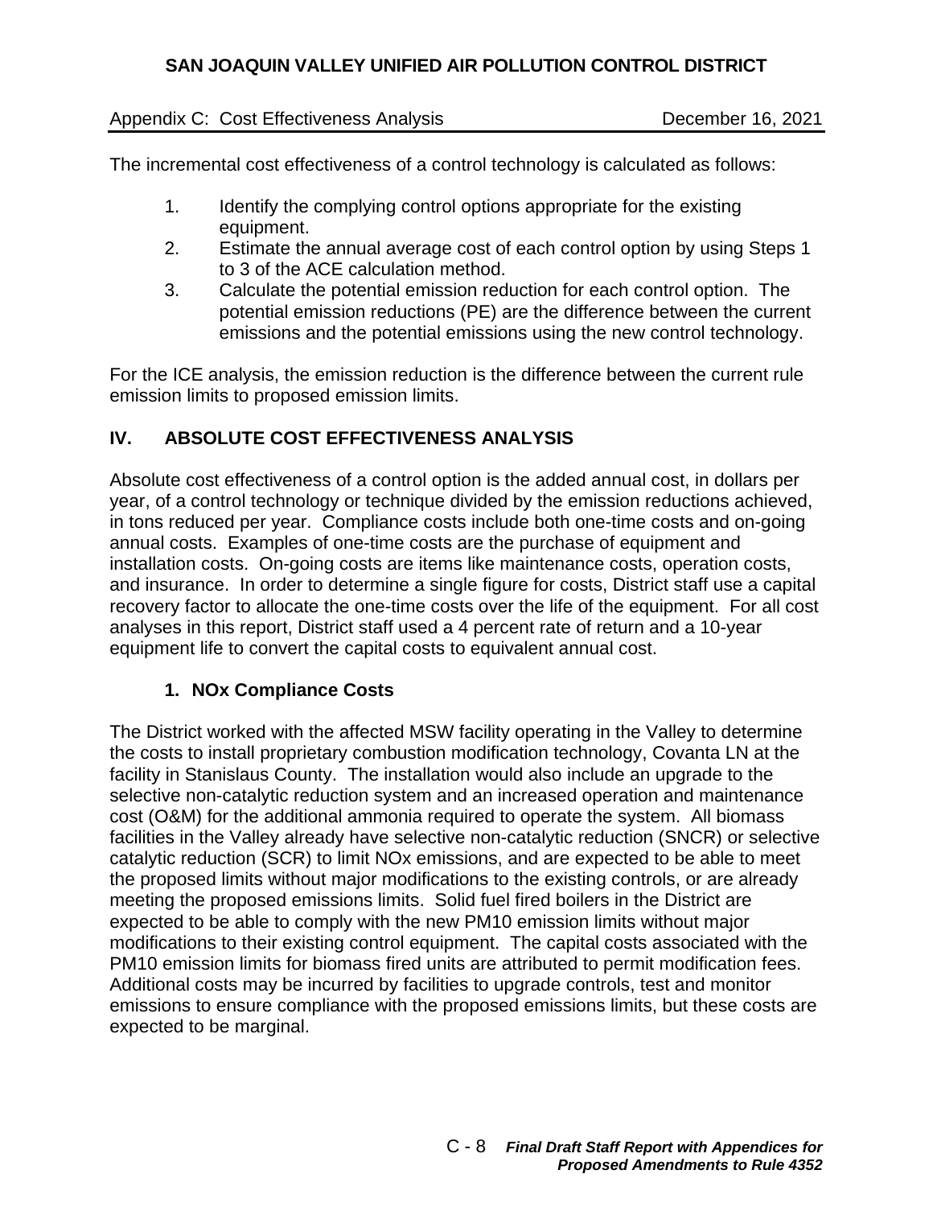The incremental cost effectiveness of a control technology is calculated as follows:

1. Identify the complying control options appropriate for the existing equipment.
2. Estimate the annual average cost of each control option by using Steps 1 to 3 of the ACE calculation method.
3. Calculate the potential emission reduction for each control option. The potential emission reductions (PE) are the difference between the current emissions and the potential emissions using the new control technology.

For the ICE analysis, the emission reduction is the difference between the current rule emission limits to proposed emission limits.

## IV. ABSOLUTE COST EFFECTIVENESS ANALYSIS

Absolute cost effectiveness of a control option is the added annual cost, in dollars per year, of a control technology or technique divided by the emission reductions achieved, in tons reduced per year. Compliance costs include both one-time costs and on-going annual costs. Examples of one-time costs are the purchase of equipment and installation costs. On-going costs are items like maintenance costs, operation costs, and insurance. In order to determine a single figure for costs, District staff use a capital recovery factor to allocate the one-time costs over the life of the equipment. For all cost analyses in this report, District staff used a 4 percent rate of return and a 10-year equipment life to convert the capital costs to equivalent annual cost.

### 1. NOx Compliance Costs

The District worked with the affected MSW facility operating in the Valley to determine the costs to install proprietary combustion modification technology, Covanta LN at the facility in Stanislaus County. The installation would also include an upgrade to the selective non-catalytic reduction system and an increased operation and maintenance cost (O&M) for the additional ammonia required to operate the system. All biomass facilities in the Valley already have selective non-catalytic reduction (SNCR) or selective catalytic reduction (SCR) to limit NOx emissions, and are expected to be able to meet the proposed limits without major modifications to the existing controls, or are already meeting the proposed emissions limits. Solid fuel fired boilers in the District are expected to be able to comply with the new PM10 emission limits without major modifications to their existing control equipment. The capital costs associated with the PM10 emission limits for biomass fired units are attributed to permit modification fees. Additional costs may be incurred by facilities to upgrade controls, test and monitor emissions to ensure compliance with the proposed emissions limits, but these costs are expected to be marginal.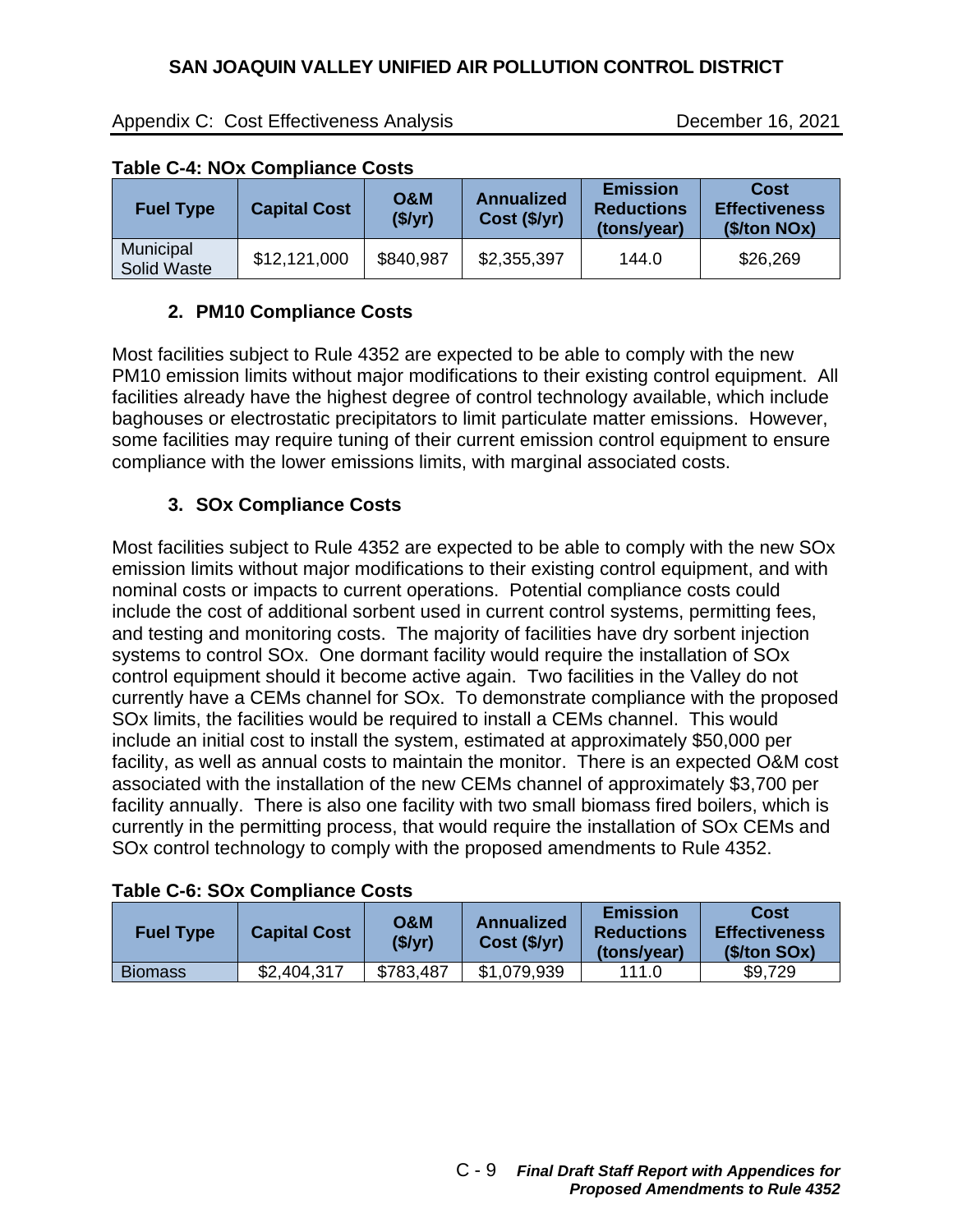**Table C-4: NOx Compliance Costs**

| Fuel Type | Capital Cost | O&M ($/yr) | Annualized Cost ($/yr) | Emission Reductions (tons/year) | Cost Effectiveness ($/ton NOx) |
|---|---|---|---|---|---|
| Municipal Solid Waste | $12,121,000 | $840,987 | $2,355,397 | 144.0 | $26,269 |

### 2. PM10 Compliance Costs

Most facilities subject to Rule 4352 are expected to be able to comply with the new PM10 emission limits without major modifications to their existing control equipment. All facilities already have the highest degree of control technology available, which include baghouses or electrostatic precipitators to limit particulate matter emissions. However, some facilities may require tuning of their current emission control equipment to ensure compliance with the lower emissions limits, with marginal associated costs.

### 3. SOx Compliance Costs

Most facilities subject to Rule 4352 are expected to be able to comply with the new SOx emission limits without major modifications to their existing control equipment, and with nominal costs or impacts to current operations. Potential compliance costs could include the cost of additional sorbent used in current control systems, permitting fees, and testing and monitoring costs. The majority of facilities have dry sorbent injection systems to control SOx. One dormant facility would require the installation of SOx control equipment should it become active again. Two facilities in the Valley do not currently have a CEMs channel for SOx. To demonstrate compliance with the proposed SOx limits, the facilities would be required to install a CEMs channel. This would include an initial cost to install the system, estimated at approximately $50,000 per facility, as well as annual costs to maintain the monitor. There is an expected O&M cost associated with the installation of the new CEMs channel of approximately $3,700 per facility annually. There is also one facility with two small biomass fired boilers, which is currently in the permitting process, that would require the installation of SOx CEMs and SOx control technology to comply with the proposed amendments to Rule 4352.

**Table C-6: SOx Compliance Costs**

| Fuel Type | Capital Cost | O&M ($/yr) | Annualized Cost ($/yr) | Emission Reductions (tons/year) | Cost Effectiveness ($/ton SOx) |
|---|---|---|---|---|---|
| Biomass | $2,404,317 | $783,487 | $1,079,939 | 111.0 | $9,729 |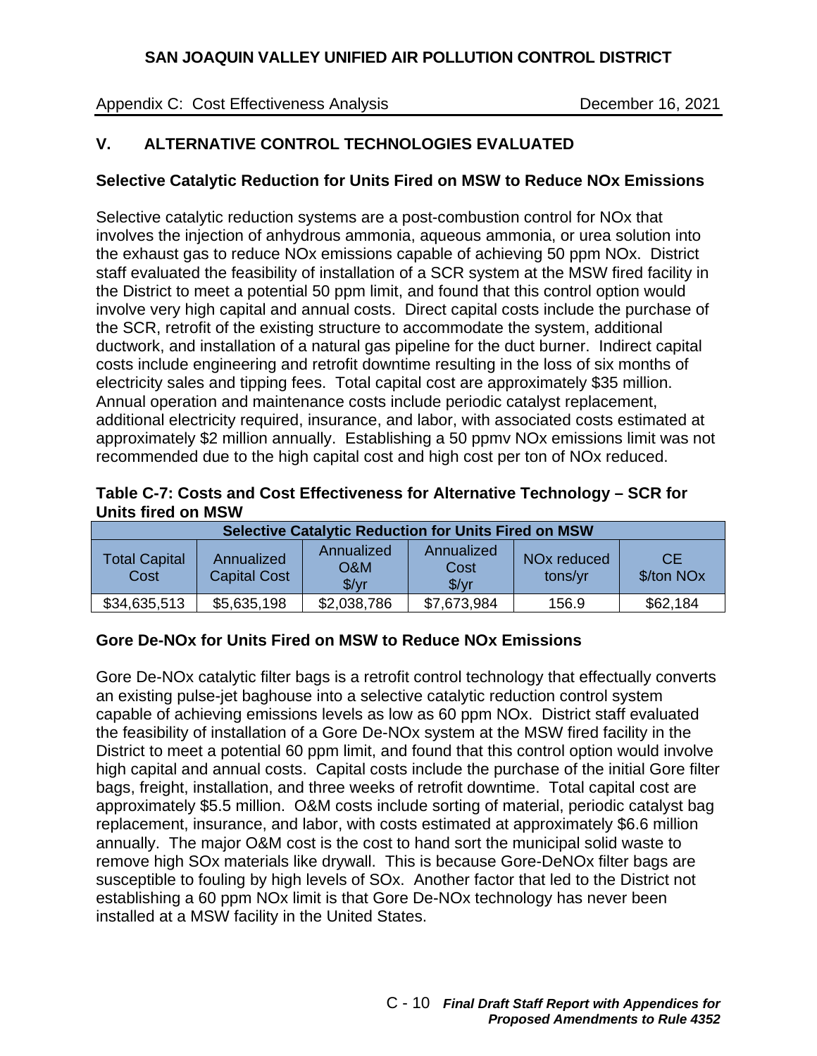## V. ALTERNATIVE CONTROL TECHNOLOGIES EVALUATED

### Selective Catalytic Reduction for Units Fired on MSW to Reduce NOx Emissions

Selective catalytic reduction systems are a post-combustion control for NOx that involves the injection of anhydrous ammonia, aqueous ammonia, or urea solution into the exhaust gas to reduce NOx emissions capable of achieving 50 ppm NOx. District staff evaluated the feasibility of installation of a SCR system at the MSW fired facility in the District to meet a potential 50 ppm limit, and found that this control option would involve very high capital and annual costs. Direct capital costs include the purchase of the SCR, retrofit of the existing structure to accommodate the system, additional ductwork, and installation of a natural gas pipeline for the duct burner. Indirect capital costs include engineering and retrofit downtime resulting in the loss of six months of electricity sales and tipping fees. Total capital cost are approximately $35 million. Annual operation and maintenance costs include periodic catalyst replacement, additional electricity required, insurance, and labor, with associated costs estimated at approximately $2 million annually. Establishing a 50 ppmv NOx emissions limit was not recommended due to the high capital cost and high cost per ton of NOx reduced.

**Table C-7: Costs and Cost Effectiveness for Alternative Technology – SCR for Units fired on MSW**

| Selective Catalytic Reduction for Units Fired on MSW | | | | | |
|---|---|---|---|---|---|
| Total Capital Cost | Annualized Capital Cost | Annualized O&M $/yr | Annualized Cost $/yr | NOx reduced tons/yr | CE $/ton NOx |
| $34,635,513 | $5,635,198 | $2,038,786 | $7,673,984 | 156.9 | $62,184 |

### Gore De-NOx for Units Fired on MSW to Reduce NOx Emissions

Gore De-NOx catalytic filter bags is a retrofit control technology that effectually converts an existing pulse-jet baghouse into a selective catalytic reduction control system capable of achieving emissions levels as low as 60 ppm NOx. District staff evaluated the feasibility of installation of a Gore De-NOx system at the MSW fired facility in the District to meet a potential 60 ppm limit, and found that this control option would involve high capital and annual costs. Capital costs include the purchase of the initial Gore filter bags, freight, installation, and three weeks of retrofit downtime. Total capital cost are approximately $5.5 million. O&M costs include sorting of material, periodic catalyst bag replacement, insurance, and labor, with costs estimated at approximately $6.6 million annually. The major O&M cost is the cost to hand sort the municipal solid waste to remove high SOx materials like drywall. This is because Gore-DeNOx filter bags are susceptible to fouling by high levels of SOx. Another factor that led to the District not establishing a 60 ppm NOx limit is that Gore De-NOx technology has never been installed at a MSW facility in the United States.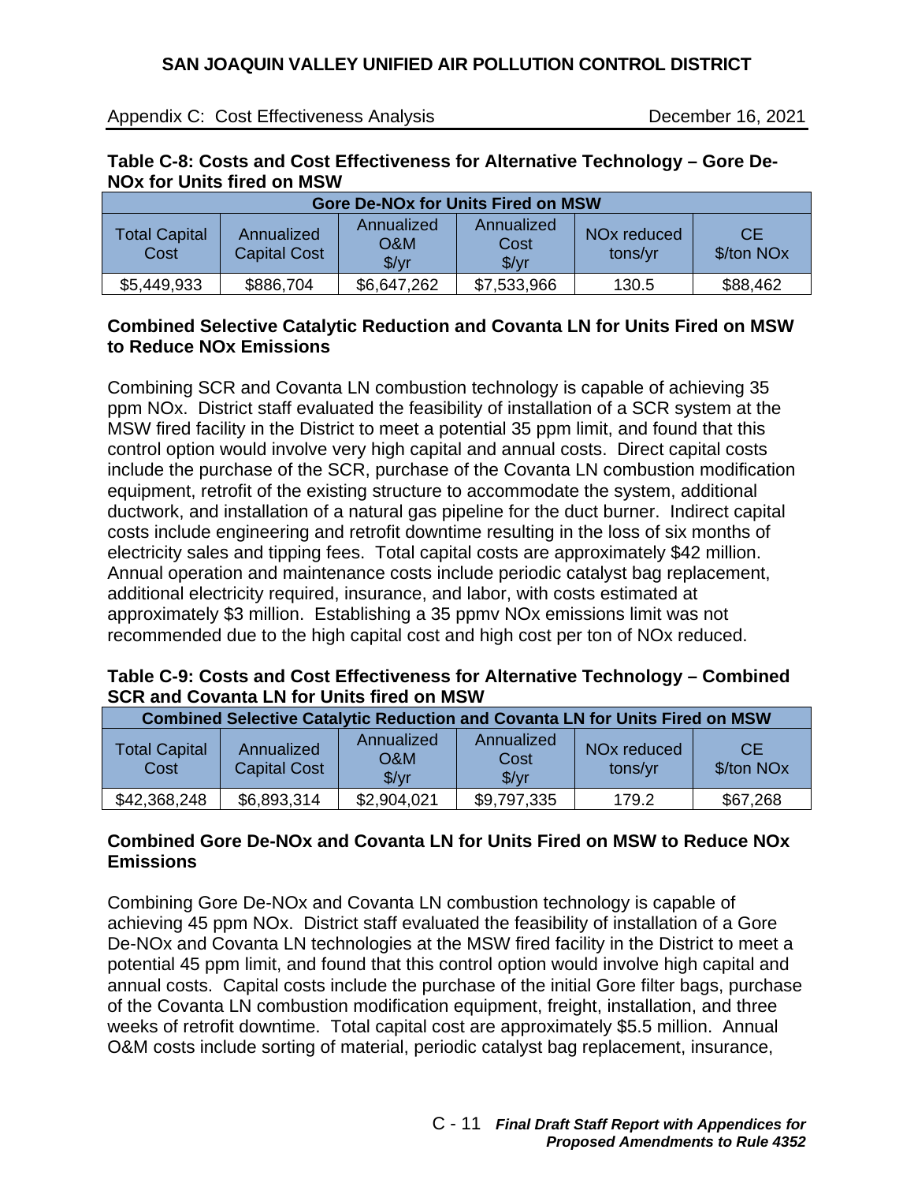**Table C-8: Costs and Cost Effectiveness for Alternative Technology – Gore De-NOx for Units fired on MSW**

| Gore De-NOx for Units Fired on MSW | | | | | |
|---|---|---|---|---|---|
| Total Capital Cost | Annualized Capital Cost | Annualized O&M $/yr | Annualized Cost $/yr | NOx reduced tons/yr | CE $/ton NOx |
| $5,449,933 | $886,704 | $6,647,262 | $7,533,966 | 130.5 | $88,462 |

**Combined Selective Catalytic Reduction and Covanta LN for Units Fired on MSW to Reduce NOx Emissions**

Combining SCR and Covanta LN combustion technology is capable of achieving 35 ppm NOx. District staff evaluated the feasibility of installation of a SCR system at the MSW fired facility in the District to meet a potential 35 ppm limit, and found that this control option would involve very high capital and annual costs. Direct capital costs include the purchase of the SCR, purchase of the Covanta LN combustion modification equipment, retrofit of the existing structure to accommodate the system, additional ductwork, and installation of a natural gas pipeline for the duct burner. Indirect capital costs include engineering and retrofit downtime resulting in the loss of six months of electricity sales and tipping fees. Total capital costs are approximately $42 million. Annual operation and maintenance costs include periodic catalyst bag replacement, additional electricity required, insurance, and labor, with costs estimated at approximately $3 million. Establishing a 35 ppmv NOx emissions limit was not recommended due to the high capital cost and high cost per ton of NOx reduced.

**Table C-9: Costs and Cost Effectiveness for Alternative Technology – Combined SCR and Covanta LN for Units fired on MSW**

| Combined Selective Catalytic Reduction and Covanta LN for Units Fired on MSW | | | | | |
|---|---|---|---|---|---|
| Total Capital Cost | Annualized Capital Cost | Annualized O&M $/yr | Annualized Cost $/yr | NOx reduced tons/yr | CE $/ton NOx |
| $42,368,248 | $6,893,314 | $2,904,021 | $9,797,335 | 179.2 | $67,268 |

**Combined Gore De-NOx and Covanta LN for Units Fired on MSW to Reduce NOx Emissions**

Combining Gore De-NOx and Covanta LN combustion technology is capable of achieving 45 ppm NOx. District staff evaluated the feasibility of installation of a Gore De-NOx and Covanta LN technologies at the MSW fired facility in the District to meet a potential 45 ppm limit, and found that this control option would involve high capital and annual costs. Capital costs include the purchase of the initial Gore filter bags, purchase of the Covanta LN combustion modification equipment, freight, installation, and three weeks of retrofit downtime. Total capital cost are approximately $5.5 million. Annual O&M costs include sorting of material, periodic catalyst bag replacement, insurance,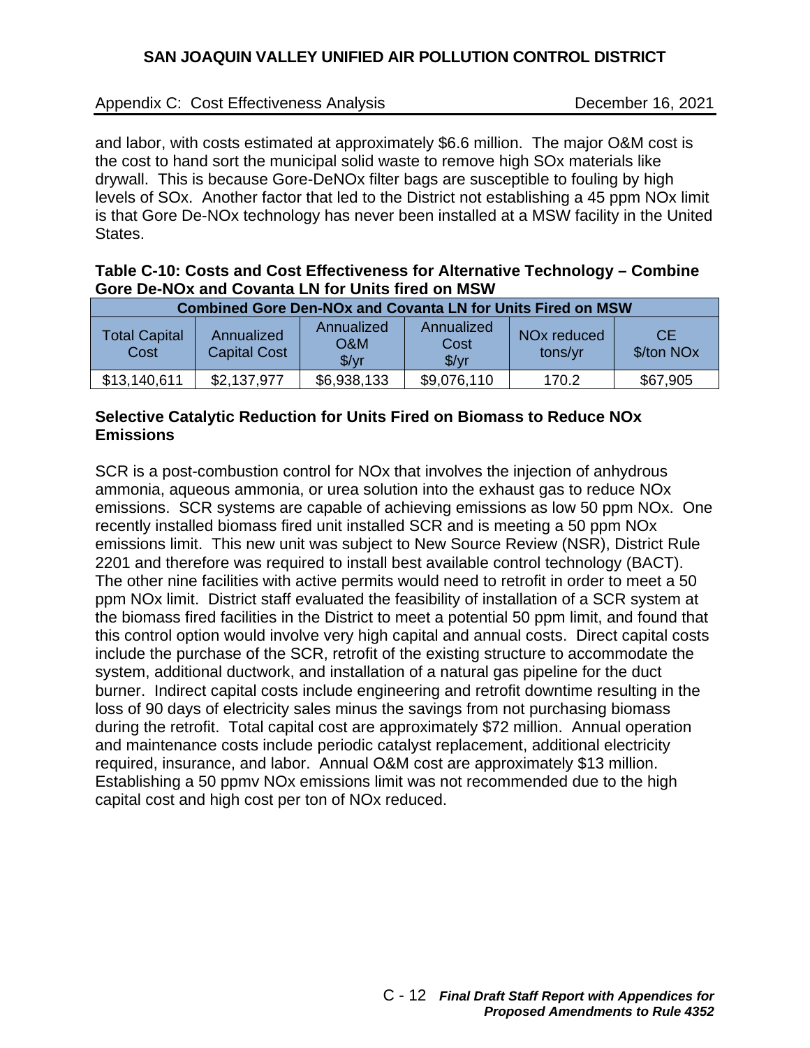and labor, with costs estimated at approximately $6.6 million. The major O&M cost is the cost to hand sort the municipal solid waste to remove high SOx materials like drywall. This is because Gore-DeNOx filter bags are susceptible to fouling by high levels of SOx. Another factor that led to the District not establishing a 45 ppm NOx limit is that Gore De-NOx technology has never been installed at a MSW facility in the United States.

**Table C-10: Costs and Cost Effectiveness for Alternative Technology – Combine Gore De-NOx and Covanta LN for Units fired on MSW**

| Combined Gore Den-NOx and Covanta LN for Units Fired on MSW | | | | | |
|---|---|---|---|---|---|
| Total Capital Cost | Annualized Capital Cost | Annualized O&M $/yr | Annualized Cost $/yr | NOx reduced tons/yr | CE $/ton NOx |
| $13,140,611 | $2,137,977 | $6,938,133 | $9,076,110 | 170.2 | $67,905 |

**Selective Catalytic Reduction for Units Fired on Biomass to Reduce NOx Emissions**

SCR is a post-combustion control for NOx that involves the injection of anhydrous ammonia, aqueous ammonia, or urea solution into the exhaust gas to reduce NOx emissions. SCR systems are capable of achieving emissions as low 50 ppm NOx. One recently installed biomass fired unit installed SCR and is meeting a 50 ppm NOx emissions limit. This new unit was subject to New Source Review (NSR), District Rule 2201 and therefore was required to install best available control technology (BACT). The other nine facilities with active permits would need to retrofit in order to meet a 50 ppm NOx limit. District staff evaluated the feasibility of installation of a SCR system at the biomass fired facilities in the District to meet a potential 50 ppm limit, and found that this control option would involve very high capital and annual costs. Direct capital costs include the purchase of the SCR, retrofit of the existing structure to accommodate the system, additional ductwork, and installation of a natural gas pipeline for the duct burner. Indirect capital costs include engineering and retrofit downtime resulting in the loss of 90 days of electricity sales minus the savings from not purchasing biomass during the retrofit. Total capital cost are approximately $72 million. Annual operation and maintenance costs include periodic catalyst replacement, additional electricity required, insurance, and labor. Annual O&M cost are approximately $13 million. Establishing a 50 ppmv NOx emissions limit was not recommended due to the high capital cost and high cost per ton of NOx reduced.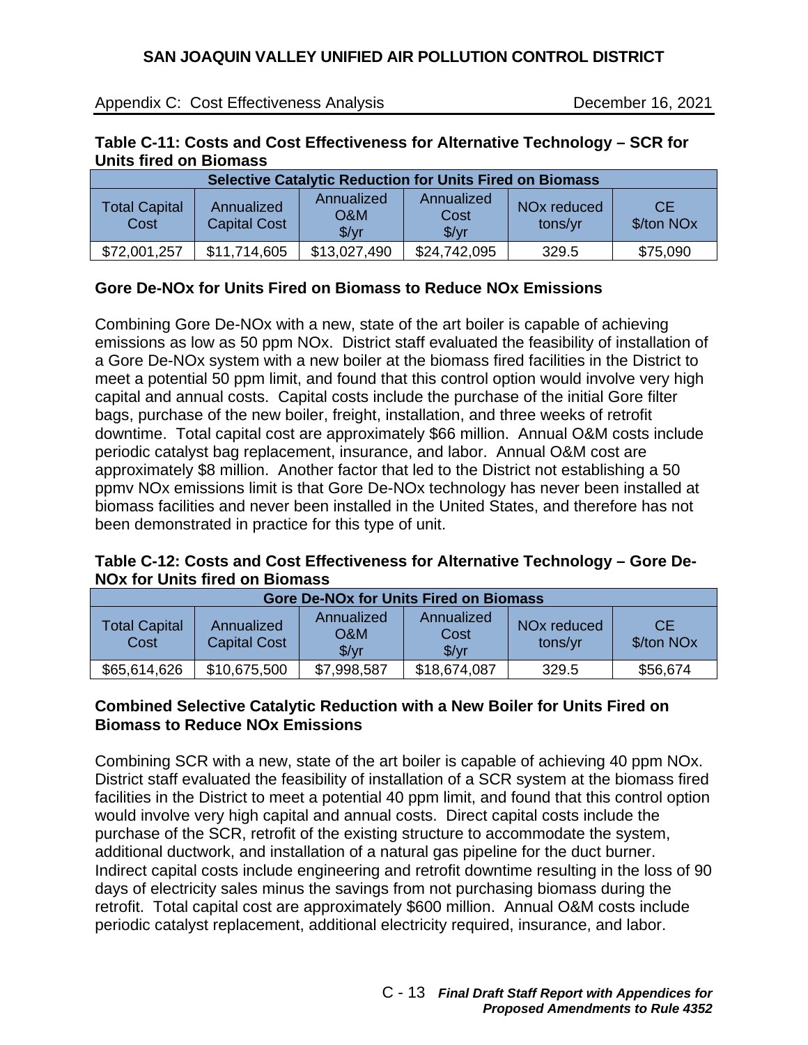**Table C-11: Costs and Cost Effectiveness for Alternative Technology – SCR for Units fired on Biomass**

| Selective Catalytic Reduction for Units Fired on Biomass | | | | | |
|---|---|---|---|---|---|
| Total Capital Cost | Annualized Capital Cost | Annualized O&M $/yr | Annualized Cost $/yr | NOx reduced tons/yr | CE $/ton NOx |
| $72,001,257 | $11,714,605 | $13,027,490 | $24,742,095 | 329.5 | $75,090 |

### Gore De-NOx for Units Fired on Biomass to Reduce NOx Emissions

Combining Gore De-NOx with a new, state of the art boiler is capable of achieving emissions as low as 50 ppm NOx. District staff evaluated the feasibility of installation of a Gore De-NOx system with a new boiler at the biomass fired facilities in the District to meet a potential 50 ppm limit, and found that this control option would involve very high capital and annual costs. Capital costs include the purchase of the initial Gore filter bags, purchase of the new boiler, freight, installation, and three weeks of retrofit downtime. Total capital cost are approximately $66 million. Annual O&M costs include periodic catalyst bag replacement, insurance, and labor. Annual O&M cost are approximately $8 million. Another factor that led to the District not establishing a 50 ppmv NOx emissions limit is that Gore De-NOx technology has never been installed at biomass facilities and never been installed in the United States, and therefore has not been demonstrated in practice for this type of unit.

**Table C-12: Costs and Cost Effectiveness for Alternative Technology – Gore De-NOx for Units fired on Biomass**

| Gore De-NOx for Units Fired on Biomass | | | | | |
|---|---|---|---|---|---|
| Total Capital Cost | Annualized Capital Cost | Annualized O&M $/yr | Annualized Cost $/yr | NOx reduced tons/yr | CE $/ton NOx |
| $65,614,626 | $10,675,500 | $7,998,587 | $18,674,087 | 329.5 | $56,674 |

### Combined Selective Catalytic Reduction with a New Boiler for Units Fired on Biomass to Reduce NOx Emissions

Combining SCR with a new, state of the art boiler is capable of achieving 40 ppm NOx. District staff evaluated the feasibility of installation of a SCR system at the biomass fired facilities in the District to meet a potential 40 ppm limit, and found that this control option would involve very high capital and annual costs. Direct capital costs include the purchase of the SCR, retrofit of the existing structure to accommodate the system, additional ductwork, and installation of a natural gas pipeline for the duct burner. Indirect capital costs include engineering and retrofit downtime resulting in the loss of 90 days of electricity sales minus the savings from not purchasing biomass during the retrofit. Total capital cost are approximately $600 million. Annual O&M costs include periodic catalyst replacement, additional electricity required, insurance, and labor.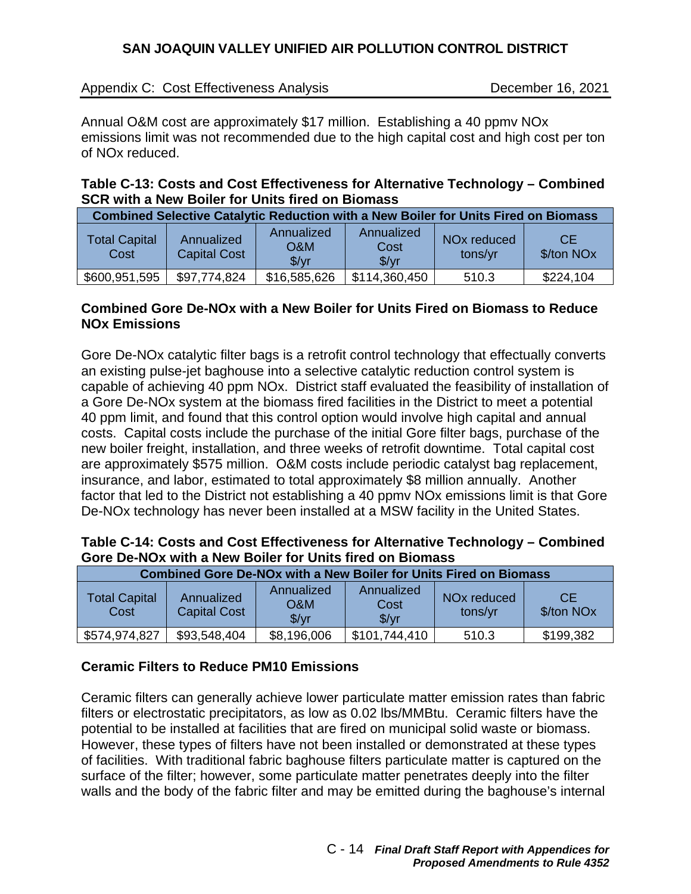Annual O&M cost are approximately $17 million. Establishing a 40 ppmv NOx emissions limit was not recommended due to the high capital cost and high cost per ton of NOx reduced.

**Table C-13: Costs and Cost Effectiveness for Alternative Technology – Combined SCR with a New Boiler for Units fired on Biomass**

| Combined Selective Catalytic Reduction with a New Boiler for Units Fired on Biomass | | | | | |
|---|---|---|---|---|---|
| Total Capital Cost | Annualized Capital Cost | Annualized O&M $/yr | Annualized Cost $/yr | NOx reduced tons/yr | CE $/ton NOx |
| $600,951,595 | $97,774,824 | $16,585,626 | $114,360,450 | 510.3 | $224,104 |

**Combined Gore De-NOx with a New Boiler for Units Fired on Biomass to Reduce NOx Emissions**

Gore De-NOx catalytic filter bags is a retrofit control technology that effectually converts an existing pulse-jet baghouse into a selective catalytic reduction control system is capable of achieving 40 ppm NOx. District staff evaluated the feasibility of installation of a Gore De-NOx system at the biomass fired facilities in the District to meet a potential 40 ppm limit, and found that this control option would involve high capital and annual costs. Capital costs include the purchase of the initial Gore filter bags, purchase of the new boiler freight, installation, and three weeks of retrofit downtime. Total capital cost are approximately $575 million. O&M costs include periodic catalyst bag replacement, insurance, and labor, estimated to total approximately $8 million annually. Another factor that led to the District not establishing a 40 ppmv NOx emissions limit is that Gore De-NOx technology has never been installed at a MSW facility in the United States.

**Table C-14: Costs and Cost Effectiveness for Alternative Technology – Combined Gore De-NOx with a New Boiler for Units fired on Biomass**

| Combined Gore De-NOx with a New Boiler for Units Fired on Biomass | | | | | |
|---|---|---|---|---|---|
| Total Capital Cost | Annualized Capital Cost | Annualized O&M $/yr | Annualized Cost $/yr | NOx reduced tons/yr | CE $/ton NOx |
| $574,974,827 | $93,548,404 | $8,196,006 | $101,744,410 | 510.3 | $199,382 |

**Ceramic Filters to Reduce PM10 Emissions**

Ceramic filters can generally achieve lower particulate matter emission rates than fabric filters or electrostatic precipitators, as low as 0.02 lbs/MMBtu. Ceramic filters have the potential to be installed at facilities that are fired on municipal solid waste or biomass. However, these types of filters have not been installed or demonstrated at these types of facilities. With traditional fabric baghouse filters particulate matter is captured on the surface of the filter; however, some particulate matter penetrates deeply into the filter walls and the body of the fabric filter and may be emitted during the baghouse's internal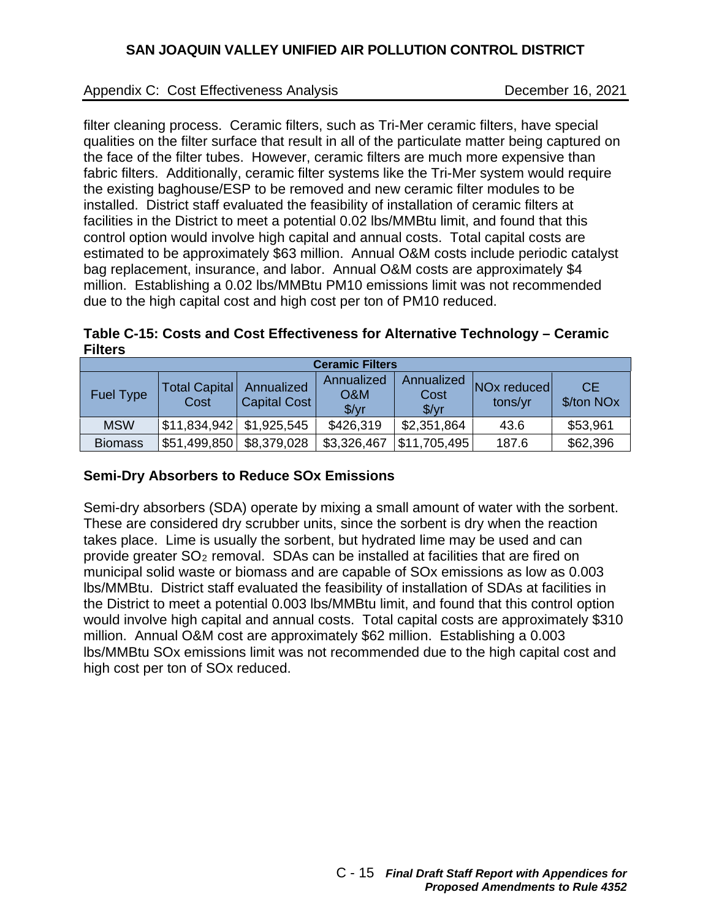filter cleaning process. Ceramic filters, such as Tri-Mer ceramic filters, have special qualities on the filter surface that result in all of the particulate matter being captured on the face of the filter tubes. However, ceramic filters are much more expensive than fabric filters. Additionally, ceramic filter systems like the Tri-Mer system would require the existing baghouse/ESP to be removed and new ceramic filter modules to be installed. District staff evaluated the feasibility of installation of ceramic filters at facilities in the District to meet a potential 0.02 lbs/MMBtu limit, and found that this control option would involve high capital and annual costs. Total capital costs are estimated to be approximately $63 million. Annual O&M costs include periodic catalyst bag replacement, insurance, and labor. Annual O&M costs are approximately $4 million. Establishing a 0.02 lbs/MMBtu PM10 emissions limit was not recommended due to the high capital cost and high cost per ton of PM10 reduced.

**Table C-15: Costs and Cost Effectiveness for Alternative Technology – Ceramic Filters**

| Ceramic Filters | | | | | | |
|---|---|---|---|---|---|---|
| Fuel Type | Total Capital Cost | Annualized Capital Cost | Annualized O&M $/yr | Annualized Cost $/yr | NOx reduced tons/yr | CE $/ton NOx |
| MSW | $11,834,942 | $1,925,545 | $426,319 | $2,351,864 | 43.6 | $53,961 |
| Biomass | $51,499,850 | $8,379,028 | $3,326,467 | $11,705,495 | 187.6 | $62,396 |

### Semi-Dry Absorbers to Reduce SOx Emissions

Semi-dry absorbers (SDA) operate by mixing a small amount of water with the sorbent. These are considered dry scrubber units, since the sorbent is dry when the reaction takes place. Lime is usually the sorbent, but hydrated lime may be used and can provide greater $SO_2$ removal. SDAs can be installed at facilities that are fired on municipal solid waste or biomass and are capable of SOx emissions as low as 0.003 lbs/MMBtu. District staff evaluated the feasibility of installation of SDAs at facilities in the District to meet a potential 0.003 lbs/MMBtu limit, and found that this control option would involve high capital and annual costs. Total capital costs are approximately $310 million. Annual O&M cost are approximately $62 million. Establishing a 0.003 lbs/MMBtu SOx emissions limit was not recommended due to the high capital cost and high cost per ton of SOx reduced.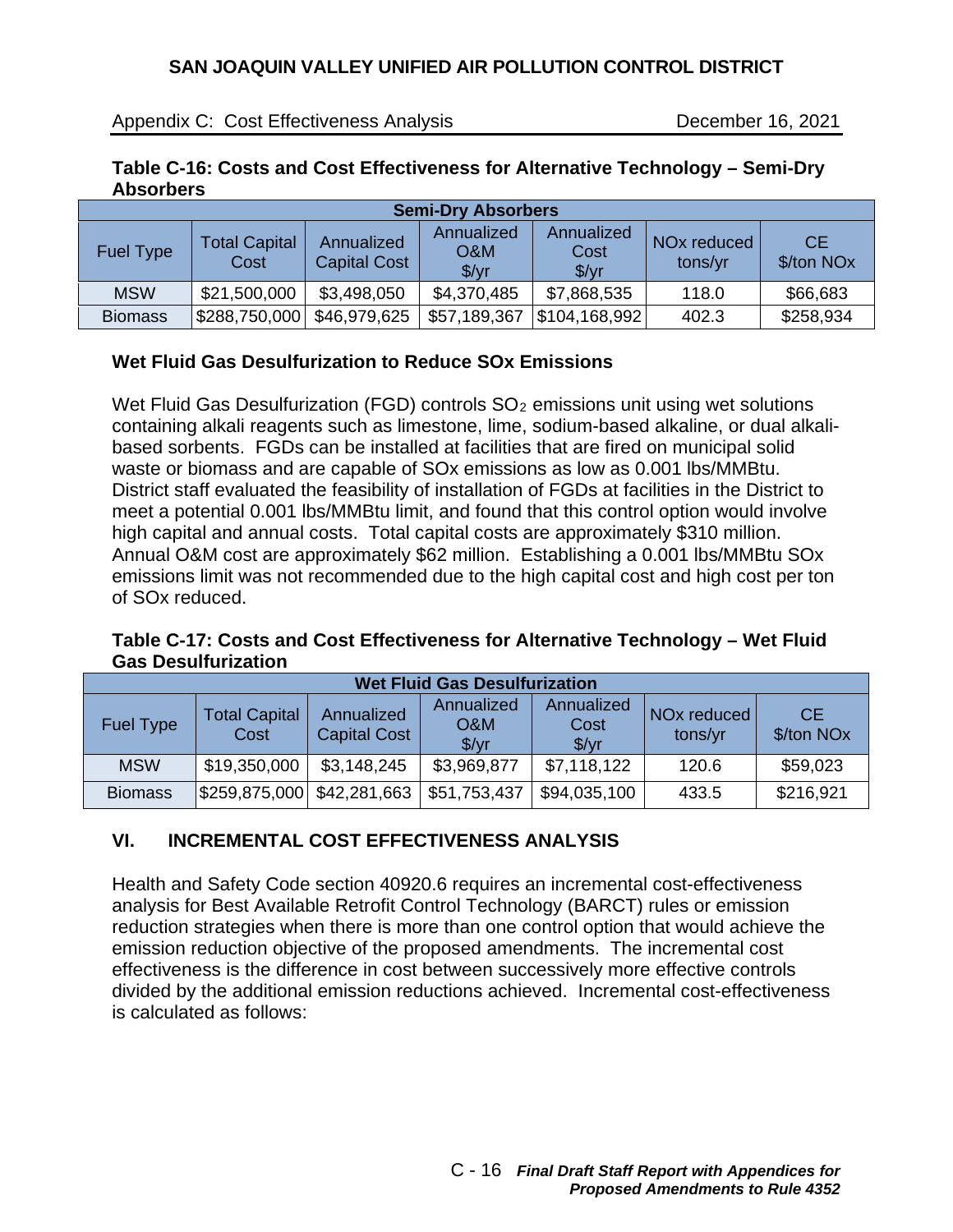**Table C-16: Costs and Cost Effectiveness for Alternative Technology – Semi-Dry Absorbers**

| Semi-Dry Absorbers | | | | | | |
|---|---|---|---|---|---|---|
| Fuel Type | Total Capital Cost | Annualized Capital Cost | Annualized O&M $/yr | Annualized Cost $/yr | NOx reduced tons/yr | CE $/ton NOx |
| MSW | $21,500,000 | $3,498,050 | $4,370,485 | $7,868,535 | 118.0 | $66,683 |
| Biomass | $288,750,000 | $46,979,625 | $57,189,367 | $104,168,992 | 402.3 | $258,934 |

### Wet Fluid Gas Desulfurization to Reduce SOx Emissions

Wet Fluid Gas Desulfurization (FGD) controls $SO_2$ emissions unit using wet solutions containing alkali reagents such as limestone, lime, sodium-based alkaline, or dual alkali-based sorbents. FGDs can be installed at facilities that are fired on municipal solid waste or biomass and are capable of SOx emissions as low as 0.001 lbs/MMBtu. District staff evaluated the feasibility of installation of FGDs at facilities in the District to meet a potential 0.001 lbs/MMBtu limit, and found that this control option would involve high capital and annual costs. Total capital costs are approximately $310 million. Annual O&M cost are approximately $62 million. Establishing a 0.001 lbs/MMBtu SOx emissions limit was not recommended due to the high capital cost and high cost per ton of SOx reduced.

**Table C-17: Costs and Cost Effectiveness for Alternative Technology – Wet Fluid Gas Desulfurization**

| Wet Fluid Gas Desulfurization | | | | | | |
|---|---|---|---|---|---|---|
| Fuel Type | Total Capital Cost | Annualized Capital Cost | Annualized O&M $/yr | Annualized Cost $/yr | NOx reduced tons/yr | CE $/ton NOx |
| MSW | $19,350,000 | $3,148,245 | $3,969,877 | $7,118,122 | 120.6 | $59,023 |
| Biomass | $259,875,000 | $42,281,663 | $51,753,437 | $94,035,100 | 433.5 | $216,921 |

## VI. INCREMENTAL COST EFFECTIVENESS ANALYSIS

Health and Safety Code section 40920.6 requires an incremental cost-effectiveness analysis for Best Available Retrofit Control Technology (BARCT) rules or emission reduction strategies when there is more than one control option that would achieve the emission reduction objective of the proposed amendments. The incremental cost effectiveness is the difference in cost between successively more effective controls divided by the additional emission reductions achieved. Incremental cost-effectiveness is calculated as follows: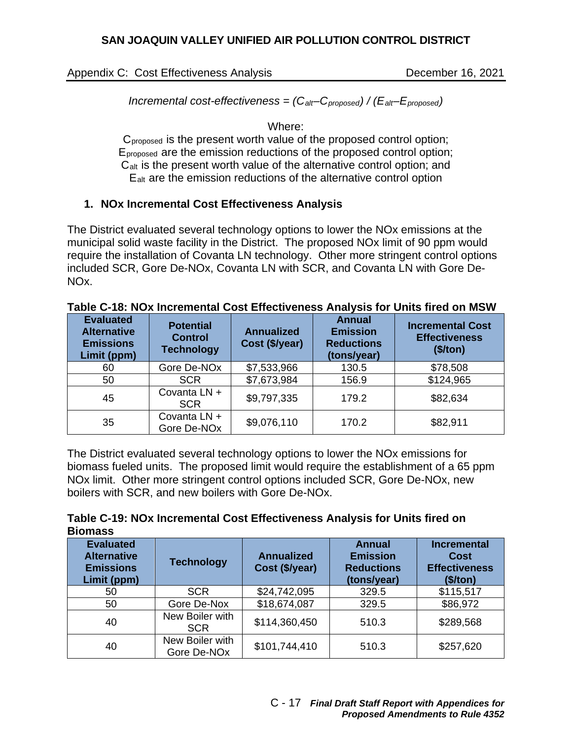*Incremental cost-effectiveness* = $(C_{alt}–C_{proposed}) / (E_{alt}–E_{proposed})$

Where:
$C_{proposed}$ is the present worth value of the proposed control option;
$E_{proposed}$ are the emission reductions of the proposed control option;
$C_{alt}$ is the present worth value of the alternative control option; and
$E_{alt}$ are the emission reductions of the alternative control option

## 1. NOx Incremental Cost Effectiveness Analysis

The District evaluated several technology options to lower the NOx emissions at the municipal solid waste facility in the District. The proposed NOx limit of 90 ppm would require the installation of Covanta LN technology. Other more stringent control options included SCR, Gore De-NOx, Covanta LN with SCR, and Covanta LN with Gore De-NOx.

**Table C-18: NOx Incremental Cost Effectiveness Analysis for Units fired on MSW**

| Evaluated Alternative Emissions Limit (ppm) | Potential Control Technology | Annualized Cost ($/year) | Annual Emission Reductions (tons/year) | Incremental Cost Effectiveness ($/ton) |
|---|---|---|---|---|
| 60 | Gore De-NOx | $7,533,966 | 130.5 | $78,508 |
| 50 | SCR | $7,673,984 | 156.9 | $124,965 |
| 45 | Covanta LN + SCR | $9,797,335 | 179.2 | $82,634 |
| 35 | Covanta LN + Gore De-NOx | $9,076,110 | 170.2 | $82,911 |

The District evaluated several technology options to lower the NOx emissions for biomass fueled units. The proposed limit would require the establishment of a 65 ppm NOx limit. Other more stringent control options included SCR, Gore De-NOx, new boilers with SCR, and new boilers with Gore De-NOx.

**Table C-19: NOx Incremental Cost Effectiveness Analysis for Units fired on Biomass**

| Evaluated Alternative Emissions Limit (ppm) | Technology | Annualized Cost ($/year) | Annual Emission Reductions (tons/year) | Incremental Cost Effectiveness ($/ton) |
|---|---|---|---|---|
| 50 | SCR | $24,742,095 | 329.5 | $115,517 |
| 50 | Gore De-Nox | $18,674,087 | 329.5 | $86,972 |
| 40 | New Boiler with SCR | $114,360,450 | 510.3 | $289,568 |
| 40 | New Boiler with Gore De-NOx | $101,744,410 | 510.3 | $257,620 |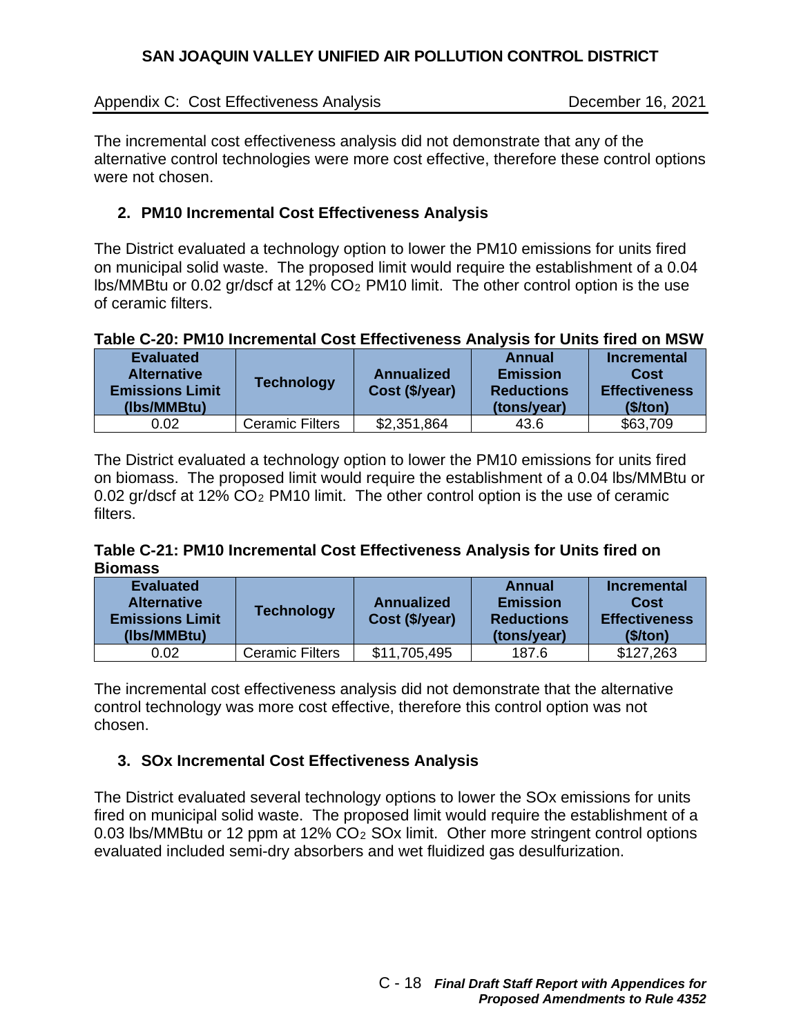The incremental cost effectiveness analysis did not demonstrate that any of the alternative control technologies were more cost effective, therefore these control options were not chosen.

### 2. PM10 Incremental Cost Effectiveness Analysis

The District evaluated a technology option to lower the PM10 emissions for units fired on municipal solid waste. The proposed limit would require the establishment of a 0.04 lbs/MMBtu or 0.02 gr/dscf at 12% $CO_2$ PM10 limit. The other control option is the use of ceramic filters.

**Table C-20: PM10 Incremental Cost Effectiveness Analysis for Units fired on MSW**

| Evaluated Alternative Emissions Limit (lbs/MMBtu) | Technology | Annualized Cost ($/year) | Annual Emission Reductions (tons/year) | Incremental Cost Effectiveness ($/ton) |
|---|---|---|---|---|
| 0.02 | Ceramic Filters | $2,351,864 | 43.6 | $63,709 |

The District evaluated a technology option to lower the PM10 emissions for units fired on biomass. The proposed limit would require the establishment of a 0.04 lbs/MMBtu or 0.02 gr/dscf at 12% $CO_2$ PM10 limit. The other control option is the use of ceramic filters.

**Table C-21: PM10 Incremental Cost Effectiveness Analysis for Units fired on Biomass**

| Evaluated Alternative Emissions Limit (lbs/MMBtu) | Technology | Annualized Cost ($/year) | Annual Emission Reductions (tons/year) | Incremental Cost Effectiveness ($/ton) |
|---|---|---|---|---|
| 0.02 | Ceramic Filters | $11,705,495 | 187.6 | $127,263 |

The incremental cost effectiveness analysis did not demonstrate that the alternative control technology was more cost effective, therefore this control option was not chosen.

### 3. SOx Incremental Cost Effectiveness Analysis

The District evaluated several technology options to lower the SOx emissions for units fired on municipal solid waste. The proposed limit would require the establishment of a 0.03 lbs/MMBtu or 12 ppm at 12% $CO_2$ SOx limit. Other more stringent control options evaluated included semi-dry absorbers and wet fluidized gas desulfurization.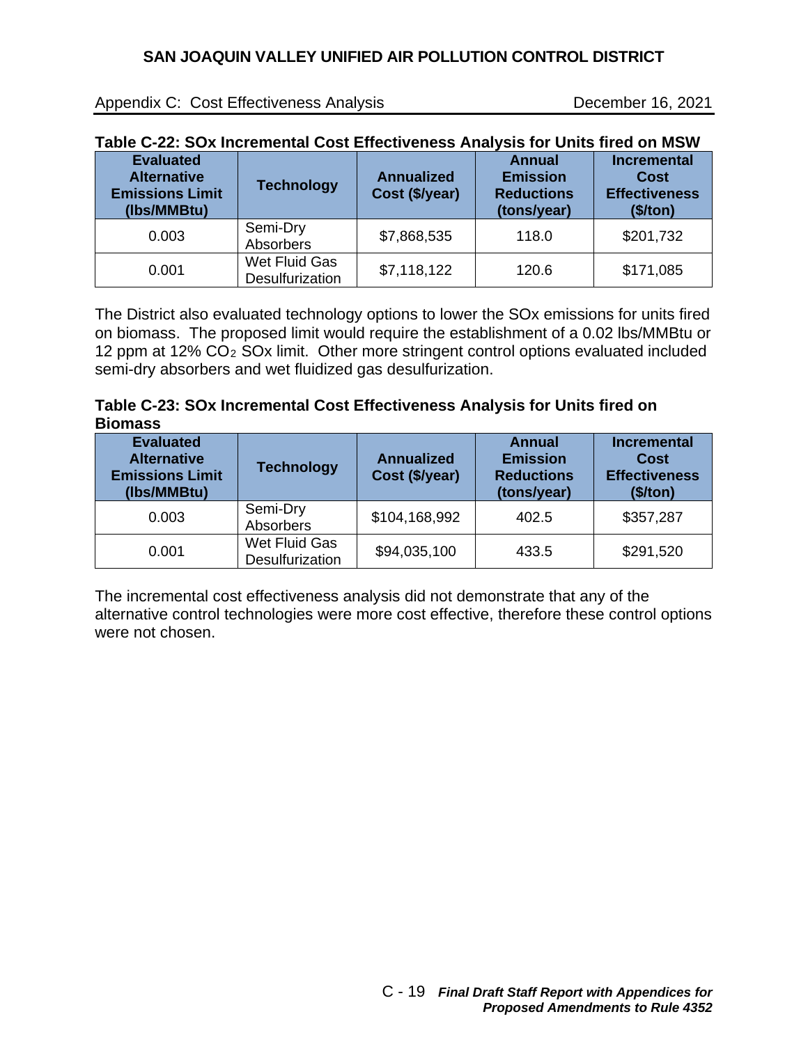**Table C-22: SOx Incremental Cost Effectiveness Analysis for Units fired on MSW**

| Evaluated Alternative Emissions Limit (lbs/MMBtu) | Technology | Annualized Cost ($/year) | Annual Emission Reductions (tons/year) | Incremental Cost Effectiveness ($/ton) |
|---|---|---|---|---|
| 0.003 | Semi-Dry Absorbers | $7,868,535 | 118.0 | $201,732 |
| 0.001 | Wet Fluid Gas Desulfurization | $7,118,122 | 120.6 | $171,085 |

The District also evaluated technology options to lower the SOx emissions for units fired on biomass. The proposed limit would require the establishment of a 0.02 lbs/MMBtu or 12 ppm at 12% $CO_2$ SOx limit. Other more stringent control options evaluated included semi-dry absorbers and wet fluidized gas desulfurization.

**Table C-23: SOx Incremental Cost Effectiveness Analysis for Units fired on Biomass**

| Evaluated Alternative Emissions Limit (lbs/MMBtu) | Technology | Annualized Cost ($/year) | Annual Emission Reductions (tons/year) | Incremental Cost Effectiveness ($/ton) |
|---|---|---|---|---|
| 0.003 | Semi-Dry Absorbers | $104,168,992 | 402.5 | $357,287 |
| 0.001 | Wet Fluid Gas Desulfurization | $94,035,100 | 433.5 | $291,520 |

The incremental cost effectiveness analysis did not demonstrate that any of the alternative control technologies were more cost effective, therefore these control options were not chosen.